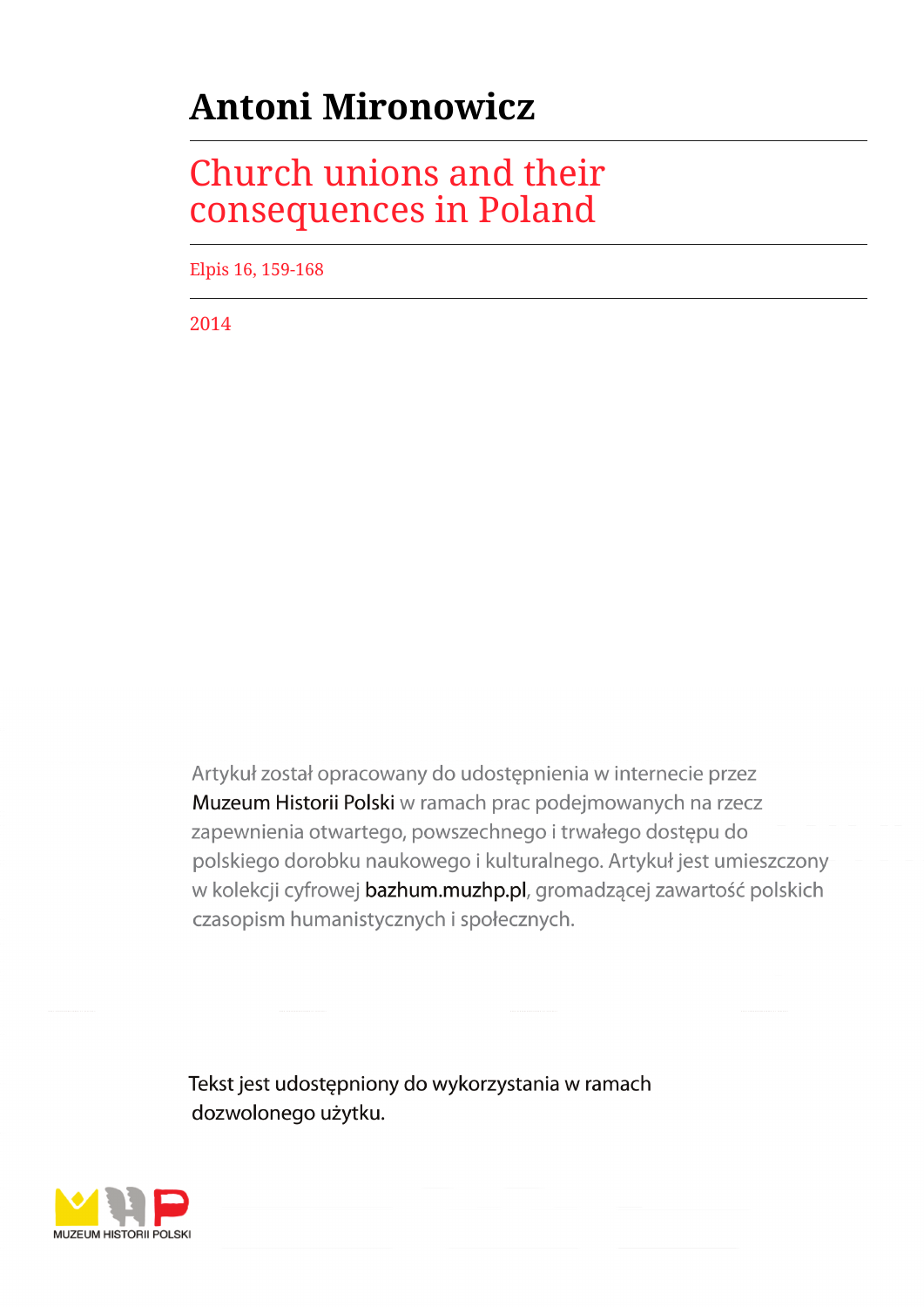# Antoni Mironowicz

## Church unions and their consequences in Poland

Elpis 16, 159-168

2014

Artykuł został opracowany do udostępnienia w internecie przez Muzeum Historii Polski w ramach prac podejmowanych na rzecz zapewnienia otwartego, powszechnego i trwałego dostępu do polskiego dorobku naukowego i kulturalnego. Artykuł jest umieszczony w kolekcji cyfrowej bazhum.muzhp.pl, gromadzącej zawartość polskich czasopism humanistycznych i społecznych.

Tekst jest udostępniony do wykorzystania w ramach dozwolonego użytku.

MUZEUM HISTORII POLSKI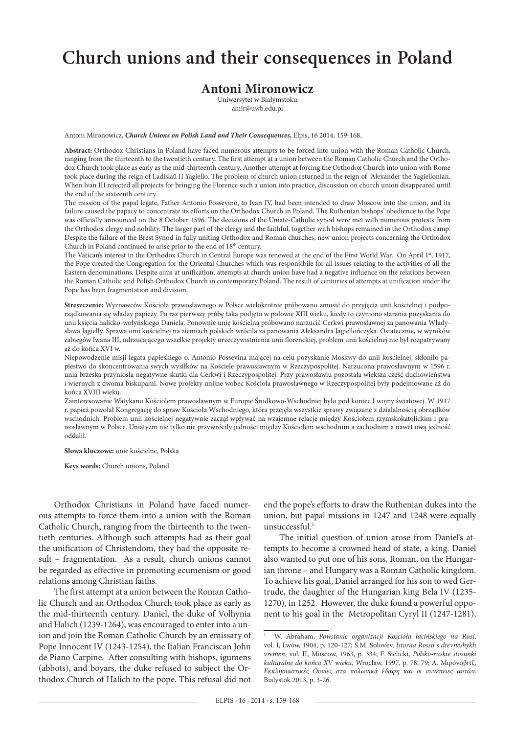# Church unions and their consequences in Poland

## Antoni Mironowicz

Uniwersytet w Białymstoku
amir@uwb.edu.pl

Antoni Mironowicz, ***Church Unions on Polish Land and Their Consequences***, Elpis, 16 2014: 159-168.

**Abstract:** Orthodox Christians in Poland have faced numerous attempts to be forced into union with the Roman Catholic Church, ranging from the thirteenth to the twentieth century. The first attempt at a union between the Roman Catholic Church and the Orthodox Church took place as early as the mid-thirteenth century. Another attempt at forcing the Orthodox Church into union with Rome took place during the reign of Ladislaŭ II Yagiello. The problem of church union returned in the reign of Alexander the Yagiellonian. When Ivan III rejected all projects for bringing the Florence such a union into practice, discussion on church union disappeared until the end of the sixteenth century.

The mission of the papal legate, Father Antonio Possevino, to Ivan IV, had been intended to draw Moscow into the union, and its failure caused the papacy to concentrate its efforts on the Orthodox Church in Poland. The Ruthenian bishops' obedience to the Pope was officially announced on the 8 October 1596. The decisions of the Uniate-Catholic synod were met with numerous protests from the Orthodox clergy and nobility. The larger part of the clergy and the faithful, together with bishops remained in the Orthodox camp. Despite the failure of the Brest Synod in fully uniting Orthodox and Roman churches, new union projects concerning the Orthodox Church in Poland continued to arise prior to the end of 18th century.

The Vatican's interest in the Orthodox Church in Central Europe was renewed at the end of the First World War. On April 1st, 1917, the Pope created the Congregation for the Oriental Churches which was responsible for all issues relating to the activities of all the Eastern denominations. Despite aims at unification, attempts at church union have had a negative influence on the relations between the Roman Catholic and Polish Orthodox Church in contemporary Poland. The result of centuries of attempts at unification under the Pope has been fragmentation and division.

**Streszczenie:** Wyznawców Kościoła prawosławnego w Polsce wielokrotnie próbowano zmusić do przyjęcia unii kościelnej i podporządkowania się władzy papieży. Po raz pierwszy próbę taka podjęto w połowie XIII wieku, kiedy to czyniono starania pozyskania do unii księcia halicko-wołyńskiego Daniela. Ponownie unię kościelną próbowano narzucić Cerkwi prawosławnej za panowania Władysława Jagiełły. Sprawa unii kościelnej na ziemiach polskich wróciła za panowania Aleksandra Jagiellończyka. Ostatecznie, w wyników zabiegów Iwana III, odrzucającego wszelkie projekty urzeczywistnienia unii florenckiej, problem unii kościelnej nie był rozpatrywany aż do końca XVI w.

Niepowodzenie misji legata papieskiego o. Antonio Possevina mającej na celu pozyskanie Moskwy do unii kościelnej, skłoniło papiestwo do skoncentrowania swych wysiłków na Kościele prawosławnym w Rzeczypospolitej. Narzucona prawosławnym w 1596 r. unia brzeska przyniosła negatywne skutki dla Cerkwi i Rzeczypospolitej. Przy prawosławiu pozostała większa część duchowieństwa i wiernych z dwoma biskupami. Nowe projekty unijne wobec Kościoła prawosławnego w Rzeczypospolitej były podejmowane aż do końca XVIII wieku.

Zainteresowanie Watykanu Kościołem prawosławnym w Europie Środkowo-Wschodniej było pod koniec I wojny światowej. W 1917 r. papież powołał Kongregację do spraw Kościoła Wschodniego, która przejęła wszystkie sprawy związane z działalnością obrządków wschodnich. Problem unii kościelnej negatywnie zaczął wpływać na wzajemne relacje między Kościołem rzymskokatolickim i prawosławnym w Polsce. Uniatyzm nie tylko nie przywróciły jedności między Kościołem wschodnim a zachodnim a nawet ową jedność oddalił.

**Słowa kluczowe:** unie kościelne, Polska

**Keys words:** Church unions, Poland

Orthodox Christians in Poland have faced numerous attempts to force them into a union with the Roman Catholic Church, ranging from the thirteenth to the twentieth centuries. Although such attempts had as their goal the unification of Christendom, they had the opposite result – fragmentation. As a result, church unions cannot be regarded as effective in promoting ecumenism or good relations among Christian faiths.

The first attempt at a union between the Roman Catholic Church and an Orthodox Church took place as early as the mid-thirteenth century. Daniel, the duke of Volhynia and Halich (1239-1264), was encouraged to enter into a union and join the Roman Catholic Church by an emissary of Pope Innocent IV (1243-1254), the Italian Franciscan John de Piano Carpine. After consulting with bishops, igumens (abbots), and boyars, the duke refused to subject the Orthodox Church of Halich to the pope. This refusal did not end the pope's efforts to draw the Ruthenian dukes into the union, but papal missions in 1247 and 1248 were equally unsuccessful.[1]

The initial question of union arose from Daniel's attempts to become a crowned head of state, a king. Daniel also wanted to put one of his sons, Roman, on the Hungarian throne – and Hungary was a Roman Catholic kingdom. To achieve his goal, Daniel arranged for his son to wed Gertrude, the daughter of the Hungarian king Bela IV (1235-1270), in 1252. However, the duke found a powerful opponent to his goal in the Metropolitan Cyryl II (1247-1281),

[1] W. Abraham, *Powstanie organizacji Kościoła łacińskiego na Rusi*, vol. I, Lwów, 1904, p. 120-127; S.M. Solov'ev, *Istoriia Rossii s drevneshykh vremen*, vol. II, Moscow, 1963, p. 334; F. Sielicki, *Polsko-ruskie stosunki kulturalne do końca XV wieku*, Wrocław, 1997, p. 78, 79; A. Μιρόνοβιτζ, *Εκκλησιαστικές Ουνίες στα πολωνικά έδαφη και οι συνέπειες αυτών*, Białystok 2013, p. 3-26.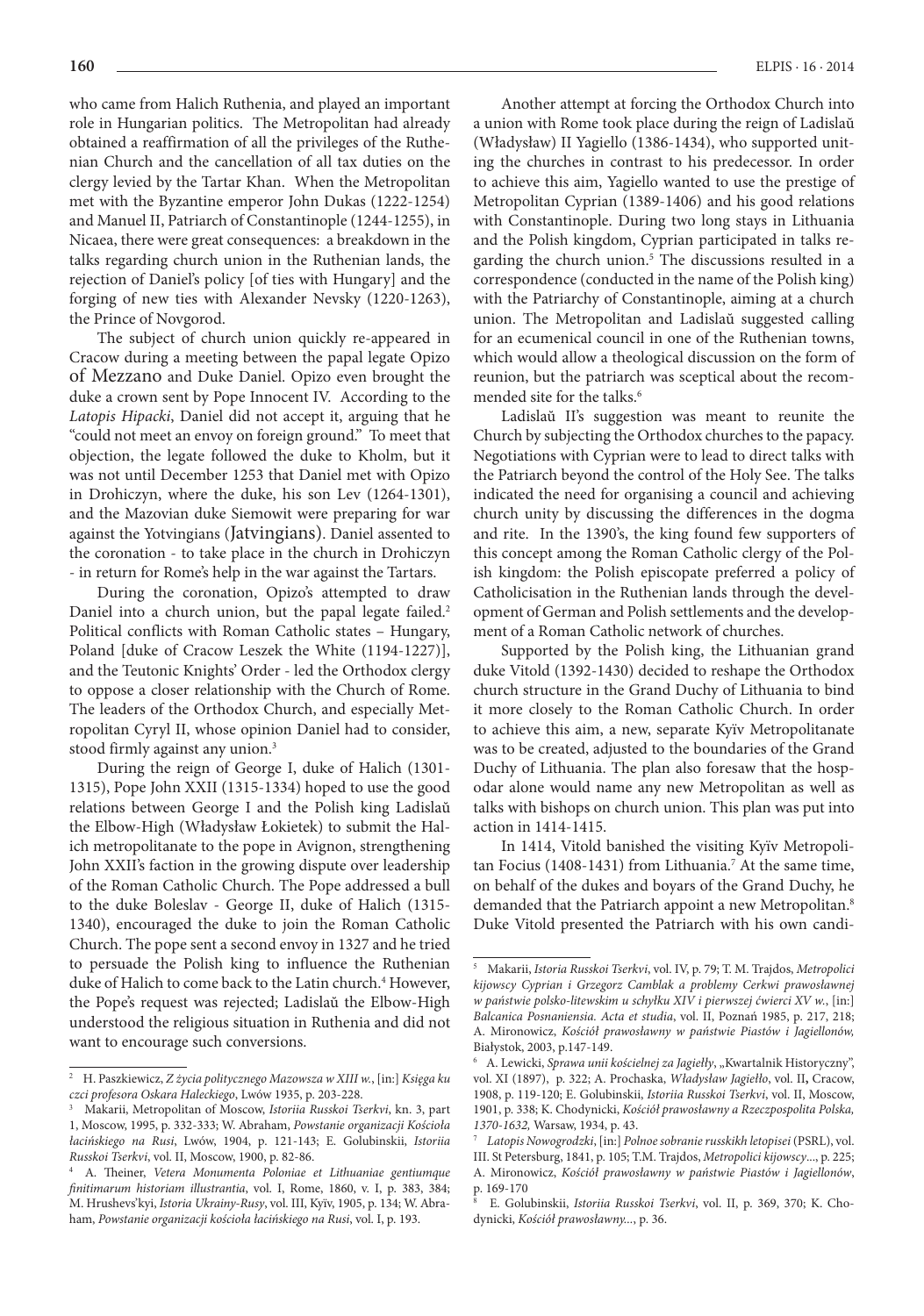who came from Halich Ruthenia, and played an important role in Hungarian politics. The Metropolitan had already obtained a reaffirmation of all the privileges of the Ruthenian Church and the cancellation of all tax duties on the clergy levied by the Tartar Khan. When the Metropolitan met with the Byzantine emperor John Dukas (1222-1254) and Manuel II, Patriarch of Constantinople (1244-1255), in Nicaea, there were great consequences: a breakdown in the talks regarding church union in the Ruthenian lands, the rejection of Daniel's policy [of ties with Hungary] and the forging of new ties with Alexander Nevsky (1220-1263), the Prince of Novgorod.

The subject of church union quickly re-appeared in Cracow during a meeting between the papal legate Opizo of Mezzano and Duke Daniel. Opizo even brought the duke a crown sent by Pope Innocent IV. According to the *Latopis Hipacki*, Daniel did not accept it, arguing that he "could not meet an envoy on foreign ground." To meet that objection, the legate followed the duke to Kholm, but it was not until December 1253 that Daniel met with Opizo in Drohiczyn, where the duke, his son Lev (1264-1301), and the Mazovian duke Siemowit were preparing for war against the Yotvingians (Jatvingians). Daniel assented to the coronation - to take place in the church in Drohiczyn - in return for Rome's help in the war against the Tartars.

During the coronation, Opizo's attempted to draw Daniel into a church union, but the papal legate failed.[2] Political conflicts with Roman Catholic states – Hungary, Poland [duke of Cracow Leszek the White (1194-1227)], and the Teutonic Knights' Order - led the Orthodox clergy to oppose a closer relationship with the Church of Rome. The leaders of the Orthodox Church, and especially Metropolitan Cyryl II, whose opinion Daniel had to consider, stood firmly against any union.[3]

During the reign of George I, duke of Halich (1301-1315), Pope John XXII (1315-1334) hoped to use the good relations between George I and the Polish king Ladislaŭ the Elbow-High (Władysław Łokietek) to submit the Halich metropolitanate to the pope in Avignon, strengthening John XXII's faction in the growing dispute over leadership of the Roman Catholic Church. The Pope addressed a bull to the duke Boleslav - George II, duke of Halich (1315-1340), encouraged the duke to join the Roman Catholic Church. The pope sent a second envoy in 1327 and he tried to persuade the Polish king to influence the Ruthenian duke of Halich to come back to the Latin church.[4] However, the Pope's request was rejected; Ladislaŭ the Elbow-High understood the religious situation in Ruthenia and did not want to encourage such conversions.

Another attempt at forcing the Orthodox Church into a union with Rome took place during the reign of Ladislaŭ (Władysław) II Yagiello (1386-1434), who supported uniting the churches in contrast to his predecessor. In order to achieve this aim, Yagiello wanted to use the prestige of Metropolitan Cyprian (1389-1406) and his good relations with Constantinople. During two long stays in Lithuania and the Polish kingdom, Cyprian participated in talks regarding the church union.[5] The discussions resulted in a correspondence (conducted in the name of the Polish king) with the Patriarchy of Constantinople, aiming at a church union. The Metropolitan and Ladislaŭ suggested calling for an ecumenical council in one of the Ruthenian towns, which would allow a theological discussion on the form of reunion, but the patriarch was sceptical about the recommended site for the talks.[6]

Ladislaŭ II's suggestion was meant to reunite the Church by subjecting the Orthodox churches to the papacy. Negotiations with Cyprian were to lead to direct talks with the Patriarch beyond the control of the Holy See. The talks indicated the need for organising a council and achieving church unity by discussing the differences in the dogma and rite. In the 1390's, the king found few supporters of this concept among the Roman Catholic clergy of the Polish kingdom: the Polish episcopate preferred a policy of Catholicisation in the Ruthenian lands through the development of German and Polish settlements and the development of a Roman Catholic network of churches.

Supported by the Polish king, the Lithuanian grand duke Vitold (1392-1430) decided to reshape the Orthodox church structure in the Grand Duchy of Lithuania to bind it more closely to the Roman Catholic Church. In order to achieve this aim, a new, separate Kyïv Metropolitanate was to be created, adjusted to the boundaries of the Grand Duchy of Lithuania. The plan also foresaw that the hospodar alone would name any new Metropolitan as well as talks with bishops on church union. This plan was put into action in 1414-1415.

In 1414, Vitold banished the visiting Kyïv Metropolitan Focius (1408-1431) from Lithuania.[7] At the same time, on behalf of the dukes and boyars of the Grand Duchy, he demanded that the Patriarch appoint a new Metropolitan.[8] Duke Vitold presented the Patriarch with his own candi-

---

[2] H. Paszkiewicz, *Z życia politycznego Mazowsza w XIII w.*, [in:] *Księga ku czci profesora Oskara Haleckiego*, Lwów 1935, p. 203-228.

[3] Makarii, Metropolitan of Moscow, *Istoriia Russkoi Tserkvi*, kn. 3, part 1, Moscow, 1995, p. 332-333; W. Abraham, *Powstanie organizacji Kościoła łacińskiego na Rusi*, Lwów, 1904, p. 121-143; E. Golubinskii, *Istoriia Russkoi Tserkvi*, vol. II, Moscow, 1900, p. 82-86.

[4] A. Theiner, *Vetera Monumenta Poloniae et Lithuaniae gentiumque finitimarum historiam illustrantia*, vol. I, Rome, 1860, v. I, p. 383, 384; M. Hrushevs'kyi, *Istoria Ukrainy-Rusy*, vol. III, Kyïv, 1905, p. 134; W. Abraham, *Powstanie organizacji kościoła łacińskiego na Rusi*, vol. I, p. 193.

[5] Makarii, *Istoria Russkoi Tserkvi*, vol. IV, p. 79; T. M. Trajdos, *Metropolici kijowscy Cyprian i Grzegorz Camblak a problemy Cerkwi prawosławnej w państwie polsko-litewskim u schyłku XIV i pierwszej ćwierci XV w.*, [in:] *Balcanica Posnaniensia. Acta et studia*, vol. II, Poznań 1985, p. 217, 218; A. Mironowicz, *Kościół prawosławny w państwie Piastów i Jagiellonów,* Białystok, 2003, p.147-149.

[6] A. Lewicki, *Sprawa unii kościelnej za Jagiełły*, „Kwartalnik Historyczny", vol. XI (1897), p. 322; A. Prochaska, *Władysław Jagiełło*, vol. II, Cracow, 1908, p. 119-120; E. Golubinskii, *Istoriia Russkoi Tserkvi*, vol. II, Moscow, 1901, p. 338; K. Chodynicki, *Kościół prawosławny a Rzeczpospolita Polska, 1370-1632,* Warsaw, 1934, p. 43.

[7] *Latopis Nowogrodzki*, [in:] *Polnoe sobranie russkikh letopisei* (PSRL), vol. III. St Petersburg, 1841, p. 105; T.M. Trajdos, *Metropolici kijowscy*..., p. 225; A. Mironowicz, *Kościół prawosławny w państwie Piastów i Jagiellonów*, p. 169-170

[8] E. Golubinskii, *Istoriia Russkoi Tserkvi*, vol. II, p. 369, 370; K. Chodynicki, *Kościół prawosławny*..., p. 36.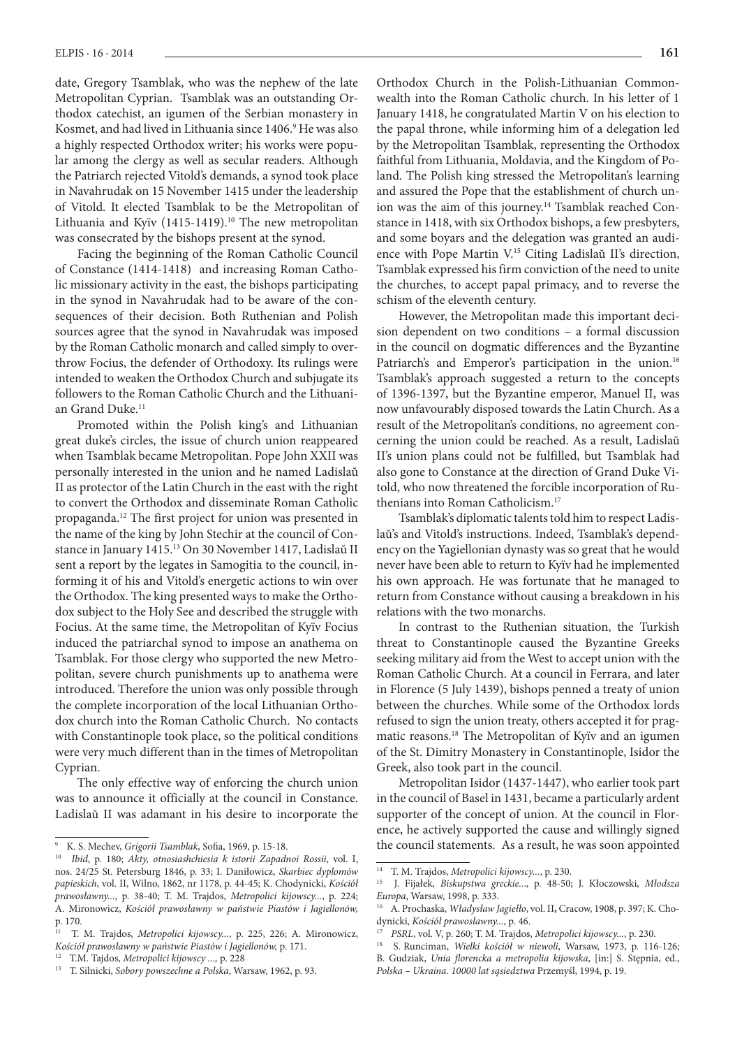date, Gregory Tsamblak, who was the nephew of the late Metropolitan Cyprian. Tsamblak was an outstanding Orthodox catechist, an igumen of the Serbian monastery in Kosmet, and had lived in Lithuania since 1406.[9] He was also a highly respected Orthodox writer; his works were popular among the clergy as well as secular readers. Although the Patriarch rejected Vitold's demands, a synod took place in Navahrudak on 15 November 1415 under the leadership of Vitold. It elected Tsamblak to be the Metropolitan of Lithuania and Kyïv (1415-1419).[10] The new metropolitan was consecrated by the bishops present at the synod.

Facing the beginning of the Roman Catholic Council of Constance (1414-1418) and increasing Roman Catholic missionary activity in the east, the bishops participating in the synod in Navahrudak had to be aware of the consequences of their decision. Both Ruthenian and Polish sources agree that the synod in Navahrudak was imposed by the Roman Catholic monarch and called simply to overthrow Focius, the defender of Orthodoxy. Its rulings were intended to weaken the Orthodox Church and subjugate its followers to the Roman Catholic Church and the Lithuanian Grand Duke.[11]

Promoted within the Polish king's and Lithuanian great duke's circles, the issue of church union reappeared when Tsamblak became Metropolitan. Pope John XXII was personally interested in the union and he named Ladislaŭ II as protector of the Latin Church in the east with the right to convert the Orthodox and disseminate Roman Catholic propaganda.[12] The first project for union was presented in the name of the king by John Stechir at the council of Constance in January 1415.[13] On 30 November 1417, Ladislaŭ II sent a report by the legates in Samogitia to the council, informing it of his and Vitold's energetic actions to win over the Orthodox. The king presented ways to make the Orthodox subject to the Holy See and described the struggle with Focius. At the same time, the Metropolitan of Kyïv Focius induced the patriarchal synod to impose an anathema on Tsamblak. For those clergy who supported the new Metropolitan, severe church punishments up to anathema were introduced. Therefore the union was only possible through the complete incorporation of the local Lithuanian Orthodox church into the Roman Catholic Church. No contacts with Constantinople took place, so the political conditions were very much different than in the times of Metropolitan Cyprian.

The only effective way of enforcing the church union was to announce it officially at the council in Constance. Ladislaŭ II was adamant in his desire to incorporate the Orthodox Church in the Polish-Lithuanian Commonwealth into the Roman Catholic church. In his letter of 1 January 1418, he congratulated Martin V on his election to the papal throne, while informing him of a delegation led by the Metropolitan Tsamblak, representing the Orthodox faithful from Lithuania, Moldavia, and the Kingdom of Poland. The Polish king stressed the Metropolitan's learning and assured the Pope that the establishment of church union was the aim of this journey.[14] Tsamblak reached Constance in 1418, with six Orthodox bishops, a few presbyters, and some boyars and the delegation was granted an audience with Pope Martin V.[15] Citing Ladislaŭ II's direction, Tsamblak expressed his firm conviction of the need to unite the churches, to accept papal primacy, and to reverse the schism of the eleventh century.

However, the Metropolitan made this important decision dependent on two conditions – a formal discussion in the council on dogmatic differences and the Byzantine Patriarch's and Emperor's participation in the union.[16] Tsamblak's approach suggested a return to the concepts of 1396-1397, but the Byzantine emperor, Manuel II, was now unfavourably disposed towards the Latin Church. As a result of the Metropolitan's conditions, no agreement concerning the union could be reached. As a result, Ladislaŭ II's union plans could not be fulfilled, but Tsamblak had also gone to Constance at the direction of Grand Duke Vitold, who now threatened the forcible incorporation of Ruthenians into Roman Catholicism.[17]

Tsamblak's diplomatic talents told him to respect Ladislaŭ's and Vitold's instructions. Indeed, Tsamblak's dependency on the Yagiellonian dynasty was so great that he would never have been able to return to Kyïv had he implemented his own approach. He was fortunate that he managed to return from Constance without causing a breakdown in his relations with the two monarchs.

In contrast to the Ruthenian situation, the Turkish threat to Constantinople caused the Byzantine Greeks seeking military aid from the West to accept union with the Roman Catholic Church. At a council in Ferrara, and later in Florence (5 July 1439), bishops penned a treaty of union between the churches. While some of the Orthodox lords refused to sign the union treaty, others accepted it for pragmatic reasons.[18] The Metropolitan of Kyïv and an igumen of the St. Dimitry Monastery in Constantinople, Isidor the Greek, also took part in the council.

Metropolitan Isidor (1437-1447), who earlier took part in the council of Basel in 1431, became a particularly ardent supporter of the concept of union. At the council in Florence, he actively supported the cause and willingly signed the council statements. As a result, he was soon appointed

---

[9] K. S. Mechev, *Grigorii Tsamblak*, Sofia, 1969, p. 15-18.

[10] *Ibid*, p. 180; *Akty, otnosiashchiesia k istorii Zapadnoi Rossii*, vol. I, nos. 24/25 St. Petersburg 1846, p. 33; I. Daniłowicz, *Skarbiec dyplomów papieskich*, vol. II, Wilno, 1862, nr 1178, p. 44-45; K. Chodynicki, *Kościół prawosławny...*, p. 38-40; T. M. Trajdos, *Metropolici kijowscy...*, p. 224; A. Mironowicz, *Kościół prawosławny w państwie Piastów i Jagiellonów*, p. 170.

[11] T. M. Trajdos, *Metropolici kijowscy...*, p. 225, 226; A. Mironowicz, *Kościół prawosławny w państwie Piastów i Jagiellonów,* p. 171.

[12] T.M. Tajdos, *Metropolici kijowscy ...,* p. 228

[13] T. Silnicki, *Sobory powszechne a Polska*, Warsaw, 1962, p. 93.

[14] T. M. Trajdos, *Metropolici kijowscy...*, p. 230.

[15] J. Fijałek, *Biskupstwa greckie...*, p. 48-50; J. Kłoczowski, *Młodsza Europa*, Warsaw, 1998, p. 333.

[16] A. Prochaska, *Władysław Jagiełło*, vol. II, Cracow, 1908, p. 397; K. Chodynicki, *Kościół prawosławny...*, p. 46.

[17] *PSRL*, vol. V, p. 260; T. M. Trajdos, *Metropolici kijowscy...*, p. 230.

[18] S. Runciman, *Wielki kościół w niewoli*, Warsaw, 1973, p. 116-126; B. Gudziak, *Unia florencka a metropolia kijowska*, [in:] S. Stępnia, ed., *Polska – Ukraina. 10000 lat sąsiedztwa* Przemyśl, 1994, p. 19.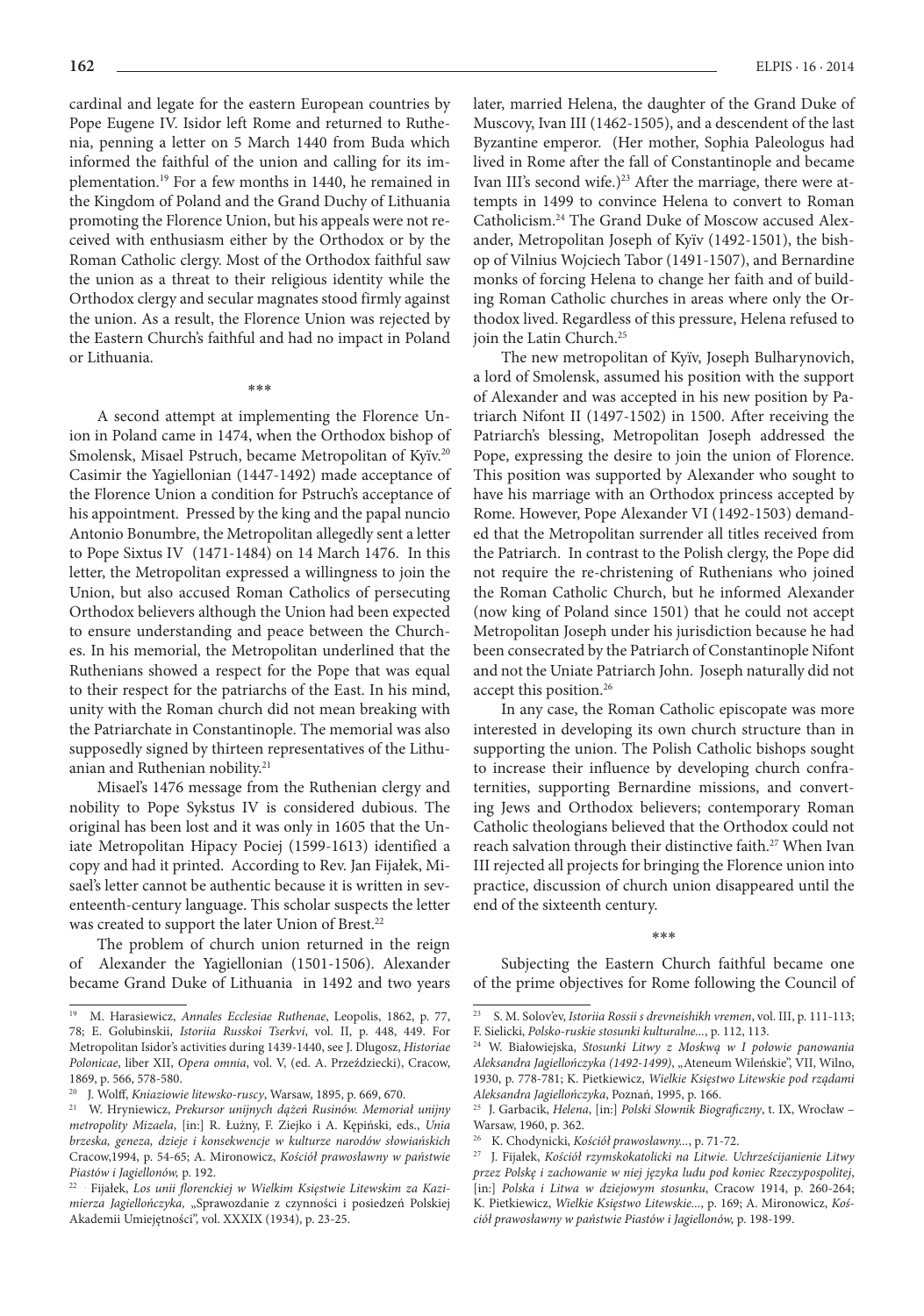cardinal and legate for the eastern European countries by Pope Eugene IV. Isidor left Rome and returned to Ruthenia, penning a letter on 5 March 1440 from Buda which informed the faithful of the union and calling for its implementation.[19] For a few months in 1440, he remained in the Kingdom of Poland and the Grand Duchy of Lithuania promoting the Florence Union, but his appeals were not received with enthusiasm either by the Orthodox or by the Roman Catholic clergy. Most of the Orthodox faithful saw the union as a threat to their religious identity while the Orthodox clergy and secular magnates stood firmly against the union. As a result, the Florence Union was rejected by the Eastern Church's faithful and had no impact in Poland or Lithuania.

\*\*\*

A second attempt at implementing the Florence Union in Poland came in 1474, when the Orthodox bishop of Smolensk, Misael Pstruch, became Metropolitan of Kyïv.[20] Casimir the Yagiellonian (1447-1492) made acceptance of the Florence Union a condition for Pstruch's acceptance of his appointment. Pressed by the king and the papal nuncio Antonio Bonumbre, the Metropolitan allegedly sent a letter to Pope Sixtus IV (1471-1484) on 14 March 1476. In this letter, the Metropolitan expressed a willingness to join the Union, but also accused Roman Catholics of persecuting Orthodox believers although the Union had been expected to ensure understanding and peace between the Churches. In his memorial, the Metropolitan underlined that the Ruthenians showed a respect for the Pope that was equal to their respect for the patriarchs of the East. In his mind, unity with the Roman church did not mean breaking with the Patriarchate in Constantinople. The memorial was also supposedly signed by thirteen representatives of the Lithuanian and Ruthenian nobility.[21]

Misael's 1476 message from the Ruthenian clergy and nobility to Pope Sykstus IV is considered dubious. The original has been lost and it was only in 1605 that the Uniate Metropolitan Hipacy Pociej (1599-1613) identified a copy and had it printed. According to Rev. Jan Fijałek, Misael's letter cannot be authentic because it is written in seventeenth-century language. This scholar suspects the letter was created to support the later Union of Brest.[22]

The problem of church union returned in the reign of Alexander the Yagiellonian (1501-1506). Alexander became Grand Duke of Lithuania in 1492 and two years later, married Helena, the daughter of the Grand Duke of Muscovy, Ivan III (1462-1505), and a descendent of the last Byzantine emperor. (Her mother, Sophia Paleologus had lived in Rome after the fall of Constantinople and became Ivan III's second wife.)[23] After the marriage, there were attempts in 1499 to convince Helena to convert to Roman Catholicism.[24] The Grand Duke of Moscow accused Alexander, Metropolitan Joseph of Kyïv (1492-1501), the bishop of Vilnius Wojciech Tabor (1491-1507), and Bernardine monks of forcing Helena to change her faith and of building Roman Catholic churches in areas where only the Orthodox lived. Regardless of this pressure, Helena refused to join the Latin Church.[25]

The new metropolitan of Kyïv, Joseph Bulharynovich, a lord of Smolensk, assumed his position with the support of Alexander and was accepted in his new position by Patriarch Nifont II (1497-1502) in 1500. After receiving the Patriarch's blessing, Metropolitan Joseph addressed the Pope, expressing the desire to join the union of Florence. This position was supported by Alexander who sought to have his marriage with an Orthodox princess accepted by Rome. However, Pope Alexander VI (1492-1503) demanded that the Metropolitan surrender all titles received from the Patriarch. In contrast to the Polish clergy, the Pope did not require the re-christening of Ruthenians who joined the Roman Catholic Church, but he informed Alexander (now king of Poland since 1501) that he could not accept Metropolitan Joseph under his jurisdiction because he had been consecrated by the Patriarch of Constantinople Nifont and not the Uniate Patriarch John. Joseph naturally did not accept this position.[26]

In any case, the Roman Catholic episcopate was more interested in developing its own church structure than in supporting the union. The Polish Catholic bishops sought to increase their influence by developing church confraternities, supporting Bernardine missions, and converting Jews and Orthodox believers; contemporary Roman Catholic theologians believed that the Orthodox could not reach salvation through their distinctive faith.[27] When Ivan III rejected all projects for bringing the Florence union into practice, discussion of church union disappeared until the end of the sixteenth century.

\*\*\*

Subjecting the Eastern Church faithful became one of the prime objectives for Rome following the Council of

---

[19] M. Harasiewicz, *Annales Ecclesiae Ruthenae*, Leopolis, 1862, p. 77, 78; E. Golubinskii, *Istoriia Russkoi Tserkvi*, vol. II, p. 448, 449. For Metropolitan Isidor's activities during 1439-1440, see J. Dlugosz, *Historiae Polonicae*, liber XII, *Opera omnia*, vol. V, (ed. A. Przeździecki), Cracow, 1869, p. 566, 578-580.

[20] J. Wolff, *Kniaziowie litewsko-ruscy*, Warsaw, 1895, p. 669, 670.

[21] W. Hryniewicz, *Prekursor unijnych dążeń Rusinów. Memoriał unijny metropolity Mizaela*, [in:] R. Łużny, F. Ziejko i A. Kępiński, eds., *Unia brzeska, geneza, dzieje i konsekwencje w kulturze narodów słowiańskich* Cracow,1994, p. 54-65; A. Mironowicz, *Kościół prawosławny w państwie Piastów i Jagiellonów,* p. 192.

[22] Fijałek, *Los unii florenckiej w Wielkim Księstwie Litewskim za Kazimierza Jagiellończyka,* „Sprawozdanie z czynności i posiedzeń Polskiej Akademii Umiejętności", vol. XXXIX (1934), p. 23-25.

[23] S. M. Solov'ev, *Istoriia Rossii s drevneishikh vremen*, vol. III, p. 111-113; F. Sielicki, *Polsko-ruskie stosunki kulturalne...*, p. 112, 113.

[24] W. Białowiejska, *Stosunki Litwy z Moskwą w I połowie panowania Aleksandra Jagiellończyka (1492-1499)*, „Ateneum Wileńskie", VII, Wilno, 1930, p. 778-781; K. Pietkiewicz, *Wielkie Księstwo Litewskie pod rządami Aleksandra Jagiellończyka*, Poznań, 1995, p. 166.

[25] J. Garbacik, *Helena*, [in:] *Polski Słownik Biograficzny*, t. IX, Wrocław – Warsaw, 1960, p. 362.

[26] K. Chodynicki, *Kościół prawosławny...*, p. 71-72.

[27] J. Fijałek, *Kościół rzymskokatolicki na Litwie. Uchrześcijanienie Litwy przez Polskę i zachowanie w niej języka ludu pod koniec Rzeczypospolitej*, [in:] *Polska i Litwa w dziejowym stosunku*, Cracow 1914, p. 260-264; K. Pietkiewicz, *Wielkie Księstwo Litewskie...*, p. 169; A. Mironowicz, *Kościół prawosławny w państwie Piastów i Jagiellonów,* p. 198-199.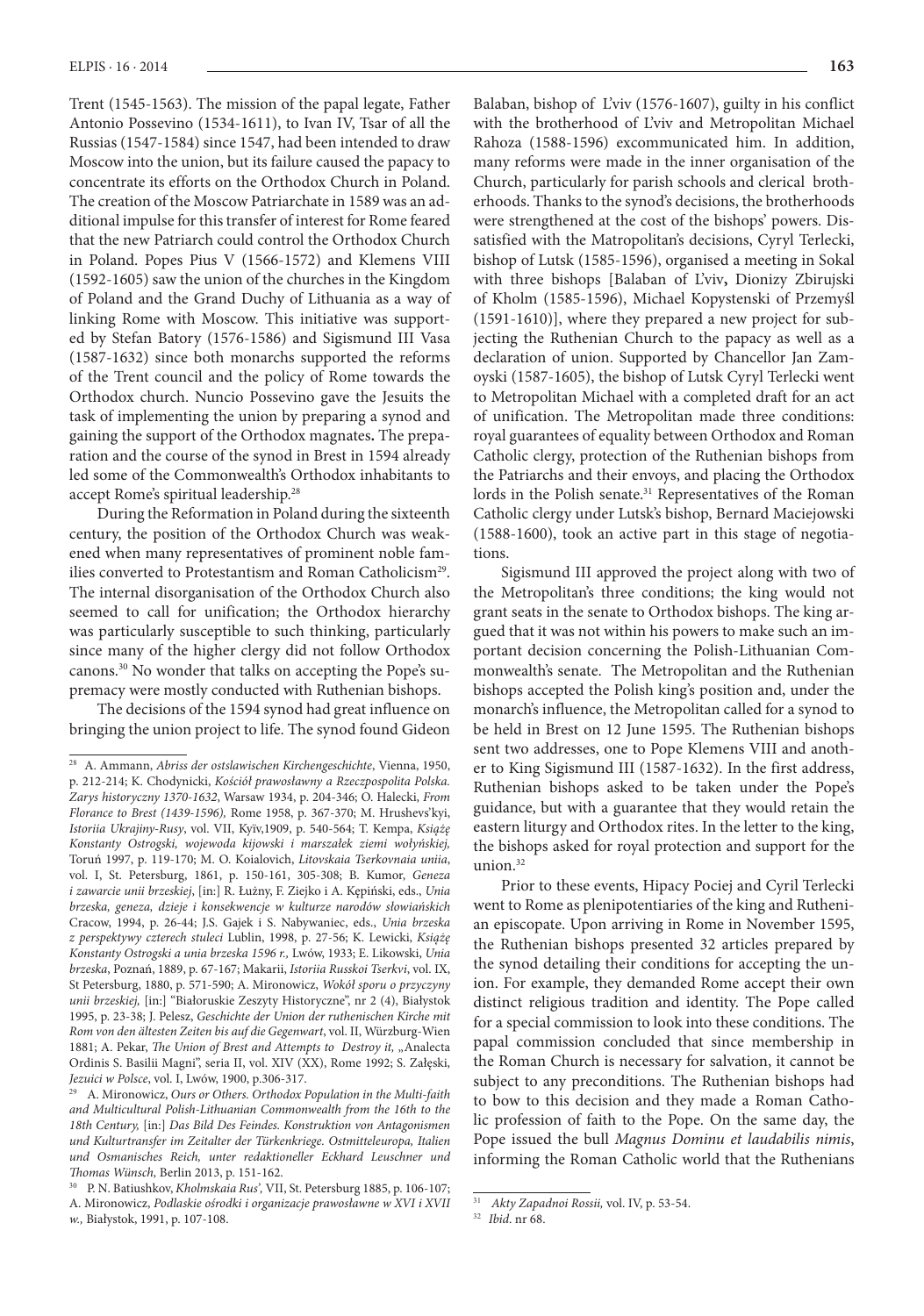Trent (1545-1563). The mission of the papal legate, Father Antonio Possevino (1534-1611), to Ivan IV, Tsar of all the Russias (1547-1584) since 1547, had been intended to draw Moscow into the union, but its failure caused the papacy to concentrate its efforts on the Orthodox Church in Poland. The creation of the Moscow Patriarchate in 1589 was an additional impulse for this transfer of interest for Rome feared that the new Patriarch could control the Orthodox Church in Poland. Popes Pius V (1566-1572) and Klemens VIII (1592-1605) saw the union of the churches in the Kingdom of Poland and the Grand Duchy of Lithuania as a way of linking Rome with Moscow. This initiative was supported by Stefan Batory (1576-1586) and Sigismund III Vasa (1587-1632) since both monarchs supported the reforms of the Trent council and the policy of Rome towards the Orthodox church. Nuncio Possevino gave the Jesuits the task of implementing the union by preparing a synod and gaining the support of the Orthodox magnates**.** The preparation and the course of the synod in Brest in 1594 already led some of the Commonwealth's Orthodox inhabitants to accept Rome's spiritual leadership.[28]

During the Reformation in Poland during the sixteenth century, the position of the Orthodox Church was weakened when many representatives of prominent noble families converted to Protestantism and Roman Catholicism[29]. The internal disorganisation of the Orthodox Church also seemed to call for unification; the Orthodox hierarchy was particularly susceptible to such thinking, particularly since many of the higher clergy did not follow Orthodox canons.[30] No wonder that talks on accepting the Pope's supremacy were mostly conducted with Ruthenian bishops.

The decisions of the 1594 synod had great influence on bringing the union project to life. The synod found Gideon Balaban, bishop of L'viv (1576-1607), guilty in his conflict with the brotherhood of L'viv and Metropolitan Michael Rahoza (1588-1596) excommunicated him. In addition, many reforms were made in the inner organisation of the Church, particularly for parish schools and clerical brotherhoods. Thanks to the synod's decisions, the brotherhoods were strengthened at the cost of the bishops' powers. Dissatisfied with the Matropolitan's decisions, Cyryl Terlecki, bishop of Lutsk (1585-1596), organised a meeting in Sokal with three bishops [Balaban of L'viv**,** Dionizy Zbirujski of Kholm (1585-1596), Michael Kopystenski of Przemyśl (1591-1610)], where they prepared a new project for subjecting the Ruthenian Church to the papacy as well as a declaration of union. Supported by Chancellor Jan Zamoyski (1587-1605), the bishop of Lutsk Cyryl Terlecki went to Metropolitan Michael with a completed draft for an act of unification. The Metropolitan made three conditions: royal guarantees of equality between Orthodox and Roman Catholic clergy, protection of the Ruthenian bishops from the Patriarchs and their envoys, and placing the Orthodox lords in the Polish senate.[31] Representatives of the Roman Catholic clergy under Lutsk's bishop, Bernard Maciejowski (1588-1600), took an active part in this stage of negotiations.

Sigismund III approved the project along with two of the Metropolitan's three conditions; the king would not grant seats in the senate to Orthodox bishops. The king argued that it was not within his powers to make such an important decision concerning the Polish-Lithuanian Commonwealth's senate. The Metropolitan and the Ruthenian bishops accepted the Polish king's position and, under the monarch's influence, the Metropolitan called for a synod to be held in Brest on 12 June 1595. The Ruthenian bishops sent two addresses, one to Pope Klemens VIII and another to King Sigismund III (1587-1632). In the first address, Ruthenian bishops asked to be taken under the Pope's guidance, but with a guarantee that they would retain the eastern liturgy and Orthodox rites. In the letter to the king, the bishops asked for royal protection and support for the union.[32]

Prior to these events, Hipacy Pociej and Cyril Terlecki went to Rome as plenipotentiaries of the king and Ruthenian episcopate. Upon arriving in Rome in November 1595, the Ruthenian bishops presented 32 articles prepared by the synod detailing their conditions for accepting the union. For example, they demanded Rome accept their own distinct religious tradition and identity. The Pope called for a special commission to look into these conditions. The papal commission concluded that since membership in the Roman Church is necessary for salvation, it cannot be subject to any preconditions. The Ruthenian bishops had to bow to this decision and they made a Roman Catholic profession of faith to the Pope. On the same day, the Pope issued the bull *Magnus Dominu et laudabilis nimis*, informing the Roman Catholic world that the Ruthenians

---

[28] A. Ammann, *Abriss der ostslawischen Kirchengeschichte*, Vienna, 1950, p. 212-214; K. Chodynicki, *Kościół prawosławny a Rzeczpospolita Polska. Zarys historyczny 1370-1632*, Warsaw 1934, p. 204-346; O. Halecki, *From Florance to Brest (1439-1596),* Rome 1958, p. 367-370; M. Hrushevs'kyi, *Istoriia Ukrajiny-Rusy*, vol. VII, Kyïv,1909, p. 540-564; T. Kempa, *Książę Konstanty Ostrogski, wojewoda kijowski i marszałek ziemi wołyńskiej,* Toruń 1997, p. 119-170; M. O. Koialovich, *Litovskaia Tserkovnaia uniia*, vol. I, St. Petersburg, 1861, p. 150-161, 305-308; B. Kumor, *Geneza i zawarcie unii brzeskiej*, [in:] R. Łużny, F. Ziejko i A. Kępiński, eds., *Unia brzeska, geneza, dzieje i konsekwencje w kulturze narodów słowiańskich* Cracow, 1994, p. 26-44; J.S. Gajek i S. Nabywaniec, eds., *Unia brzeska z perspektywy czterech stuleci* Lublin, 1998, p. 27-56; K. Lewicki, *Książę Konstanty Ostrogski a unia brzeska 1596 r.,* Lwów, 1933; E. Likowski, *Unia brzeska*, Poznań, 1889, p. 67-167; Makarii, *Istoriia Russkoi Tserkvi*, vol. IX, St Petersburg, 1880, p. 571-590; A. Mironowicz, *Wokół sporu o przyczyny unii brzeskiej,* [in:] "Białoruskie Zeszyty Historyczne", nr 2 (4), Białystok 1995, p. 23-38; J. Pelesz, *Geschichte der Union der ruthenischen Kirche mit Rom von den ältesten Zeiten bis auf die Gegenwart*, vol. II, Würzburg-Wien 1881; A. Pekar, *The Union of Brest and Attempts to Destroy it,* „Analecta Ordinis S. Basilii Magni", seria II, vol. XIV (XX), Rome 1992; S. Załęski, *Jezuici w Polsce*, vol. I, Lwów, 1900, p.306-317.

[29] A. Mironowicz, *Ours or Others. Orthodox Population in the Multi-faith and Multicultural Polish-Lithuanian Commonwealth from the 16th to the 18th Century,* [in:] *Das Bild Des Feindes. Konstruktion von Antagonismen und Kulturtransfer im Zeitalter der Türkenkriege. Ostmitteleuropa, Italien und Osmanisches Reich, unter redaktioneller Eckhard Leuschner und Thomas Wünsch,* Berlin 2013, p. 151-162.

[30] P. N. Batiushkov, *Kholmskaia Rus',* VII, St. Petersburg 1885, p. 106-107; A. Mironowicz, *Podlaskie ośrodki i organizacje prawosławne w XVI i XVII w.,* Białystok, 1991, p. 107-108.

[31] *Akty Zapadnoi Rossii,* vol. IV, p. 53-54.

[32] *Ibid*. nr 68.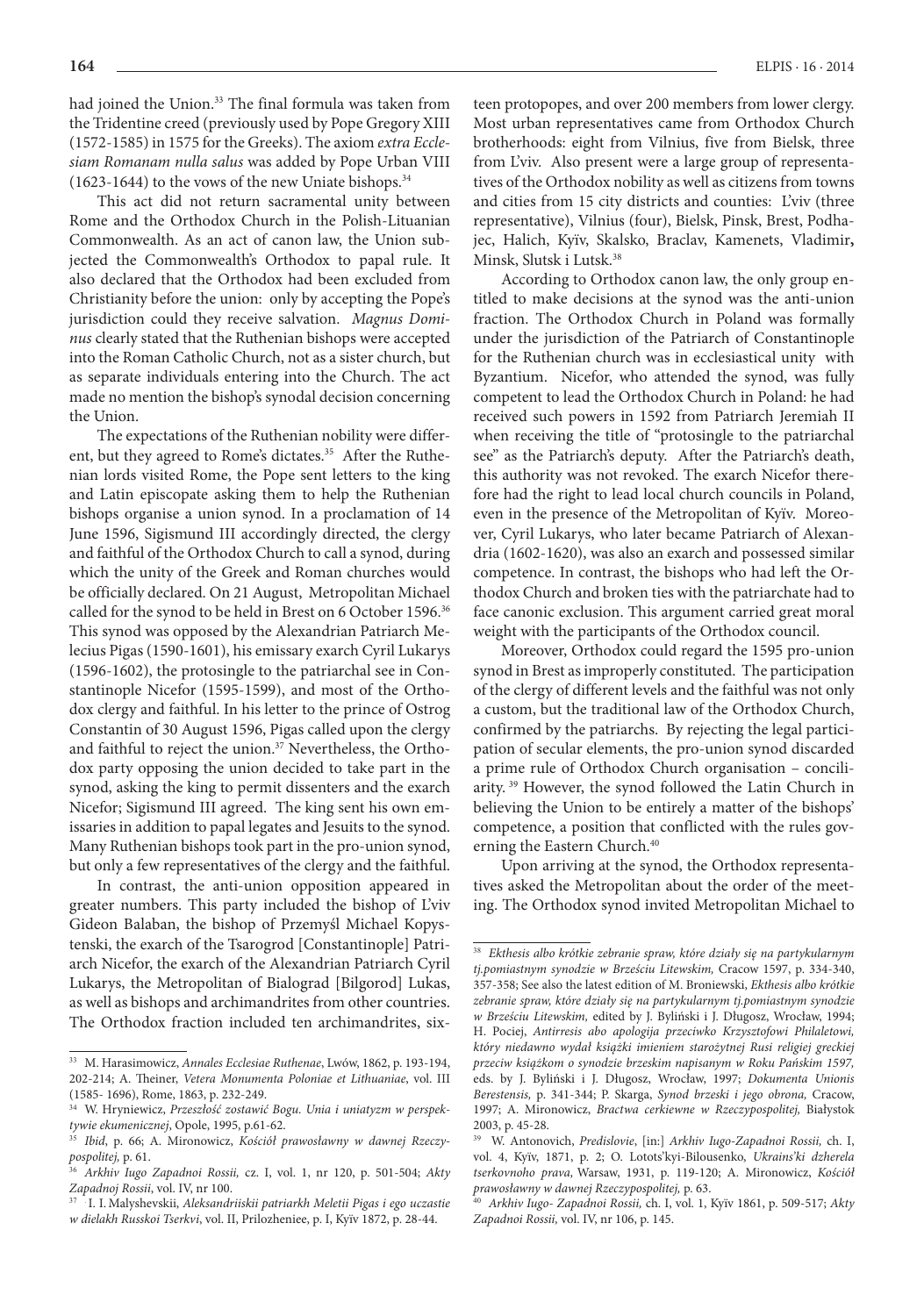had joined the Union.[33] The final formula was taken from the Tridentine creed (previously used by Pope Gregory XIII (1572-1585) in 1575 for the Greeks). The axiom *extra Ecclesiam Romanam nulla salus* was added by Pope Urban VIII (1623-1644) to the vows of the new Uniate bishops.[34]

This act did not return sacramental unity between Rome and the Orthodox Church in the Polish-Lituanian Commonwealth. As an act of canon law, the Union subjected the Commonwealth's Orthodox to papal rule. It also declared that the Orthodox had been excluded from Christianity before the union: only by accepting the Pope's jurisdiction could they receive salvation. *Magnus Dominus* clearly stated that the Ruthenian bishops were accepted into the Roman Catholic Church, not as a sister church, but as separate individuals entering into the Church. The act made no mention the bishop's synodal decision concerning the Union.

The expectations of the Ruthenian nobility were different, but they agreed to Rome's dictates.[35] After the Ruthenian lords visited Rome, the Pope sent letters to the king and Latin episcopate asking them to help the Ruthenian bishops organise a union synod. In a proclamation of 14 June 1596, Sigismund III accordingly directed, the clergy and faithful of the Orthodox Church to call a synod, during which the unity of the Greek and Roman churches would be officially declared. On 21 August, Metropolitan Michael called for the synod to be held in Brest on 6 October 1596.[36] This synod was opposed by the Alexandrian Patriarch Melecius Pigas (1590-1601), his emissary exarch Cyril Lukarys (1596-1602), the protosingle to the patriarchal see in Constantinople Nicefor (1595-1599), and most of the Orthodox clergy and faithful. In his letter to the prince of Ostrog Constantin of 30 August 1596, Pigas called upon the clergy and faithful to reject the union.[37] Nevertheless, the Orthodox party opposing the union decided to take part in the synod, asking the king to permit dissenters and the exarch Nicefor; Sigismund III agreed. The king sent his own emissaries in addition to papal legates and Jesuits to the synod. Many Ruthenian bishops took part in the pro-union synod, but only a few representatives of the clergy and the faithful.

In contrast, the anti-union opposition appeared in greater numbers. This party included the bishop of L'viv Gideon Balaban, the bishop of Przemyśl Michael Kopystenski, the exarch of the Tsarogrod [Constantinople] Patriarch Nicefor, the exarch of the Alexandrian Patriarch Cyril Lukarys, the Metropolitan of Bialograd [Bilgorod] Lukas, as well as bishops and archimandrites from other countries. The Orthodox fraction included ten archimandrites, sixteen protopopes, and over 200 members from lower clergy. Most urban representatives came from Orthodox Church brotherhoods: eight from Vilnius, five from Bielsk, three from L'viv. Also present were a large group of representatives of the Orthodox nobility as well as citizens from towns and cities from 15 city districts and counties: L'viv (three representative), Vilnius (four), Bielsk, Pinsk, Brest, Podhajec, Halich, Kyïv, Skalsko, Braclav, Kamenets, Vladimir**,** Minsk, Slutsk i Lutsk.[38]

According to Orthodox canon law, the only group entitled to make decisions at the synod was the anti-union fraction. The Orthodox Church in Poland was formally under the jurisdiction of the Patriarch of Constantinople for the Ruthenian church was in ecclesiastical unity with Byzantium. Nicefor, who attended the synod, was fully competent to lead the Orthodox Church in Poland: he had received such powers in 1592 from Patriarch Jeremiah II when receiving the title of "protosingle to the patriarchal see" as the Patriarch's deputy. After the Patriarch's death, this authority was not revoked. The exarch Nicefor therefore had the right to lead local church councils in Poland, even in the presence of the Metropolitan of Kyïv. Moreover, Cyril Lukarys, who later became Patriarch of Alexandria (1602-1620), was also an exarch and possessed similar competence. In contrast, the bishops who had left the Orthodox Church and broken ties with the patriarchate had to face canonic exclusion. This argument carried great moral weight with the participants of the Orthodox council.

Moreover, Orthodox could regard the 1595 pro-union synod in Brest as improperly constituted. The participation of the clergy of different levels and the faithful was not only a custom, but the traditional law of the Orthodox Church, confirmed by the patriarchs. By rejecting the legal participation of secular elements, the pro-union synod discarded a prime rule of Orthodox Church organisation – conciliarity. [39] However, the synod followed the Latin Church in believing the Union to be entirely a matter of the bishops' competence, a position that conflicted with the rules governing the Eastern Church.[40]

Upon arriving at the synod, the Orthodox representatives asked the Metropolitan about the order of the meeting. The Orthodox synod invited Metropolitan Michael to

---

[33] M. Harasimowicz, *Annales Ecclesiae Ruthenae*, Lwów, 1862, p. 193-194, 202-214; A. Theiner, *Vetera Monumenta Poloniae et Lithuaniae*, vol. III (1585- 1696), Rome, 1863, p. 232-249.

[34] W. Hryniewicz, *Przeszłość zostawić Bogu. Unia i uniatyzm w perspektywie ekumenicznej*, Opole, 1995, p.61-62.

[35] *Ibid*, p. 66; A. Mironowicz, *Kościół prawosławny w dawnej Rzeczypospolitej,* p. 61.

[36] *Arkhiv Iugo Zapadnoi Rossii,* cz. I, vol. 1, nr 120, p. 501-504; *Akty Zapadnoi Rossii*, vol. IV, nr 100.

[37] I. I. Malyshevskii, *Aleksandriiskii patriarkh Meletii Pigas i ego uczastie w dielakh Russkoi Tserkvi*, vol. II, Prilozheniee, p. I, Kyïv 1872, p. 28-44.

[38] *Ekthesis albo krótkie zebranie spraw, które działy się na partykularnym tj.pomiastnym synodzie w Brześciu Litewskim,* Cracow 1597, p. 334-340, 357-358; See also the latest edition of M. Broniewski, *Ekthesis albo krótkie zebranie spraw, które działy się na partykularnym tj.pomiastnym synodzie w Brześciu Litewskim*, edited by J. Byliński i J. Długosz, Wrocław, 1994; H. Pociej, *Antirresis abo apologija przeciwko Krzysztofowi Philaletowi, który niedawno wydał książki imieniem starożytnej Rusi religiej greckiej przeciw książkom o synodzie brzeskim napisanym w Roku Pańskim 1597,* eds. by J. Byliński i J. Długosz, Wrocław, 1997; *Dokumenta Unionis Berestensis,* p. 341-344; P. Skarga, *Synod brzeski i jego obrona,* Cracow, 1997; A. Mironowicz, *Bractwa cerkiewne w Rzeczypospolitej,* Białystok 2003, p. 45-28.

[39] W. Antonovich, *Predislovie*, [in:] *Arkhiv Iugo-Zapadnoi Rossii,* ch. I, vol. 4, Kyïv, 1871, p. 2; O. Lotots'kyi-Bilousenko, *Ukrains'ki dzherela tserkovnoho prava*, Warsaw, 1931, p. 119-120; A. Mironowicz, *Kościół prawosławny w dawnej Rzeczypospolitej,* p. 63.

[40] *Arkhiv Iugo- Zapadnoi Rossii,* ch. I, vol. 1, Kyïv 1861, p. 509-517; *Akty Zapadnoi Rossii,* vol. IV, nr 106, p. 145.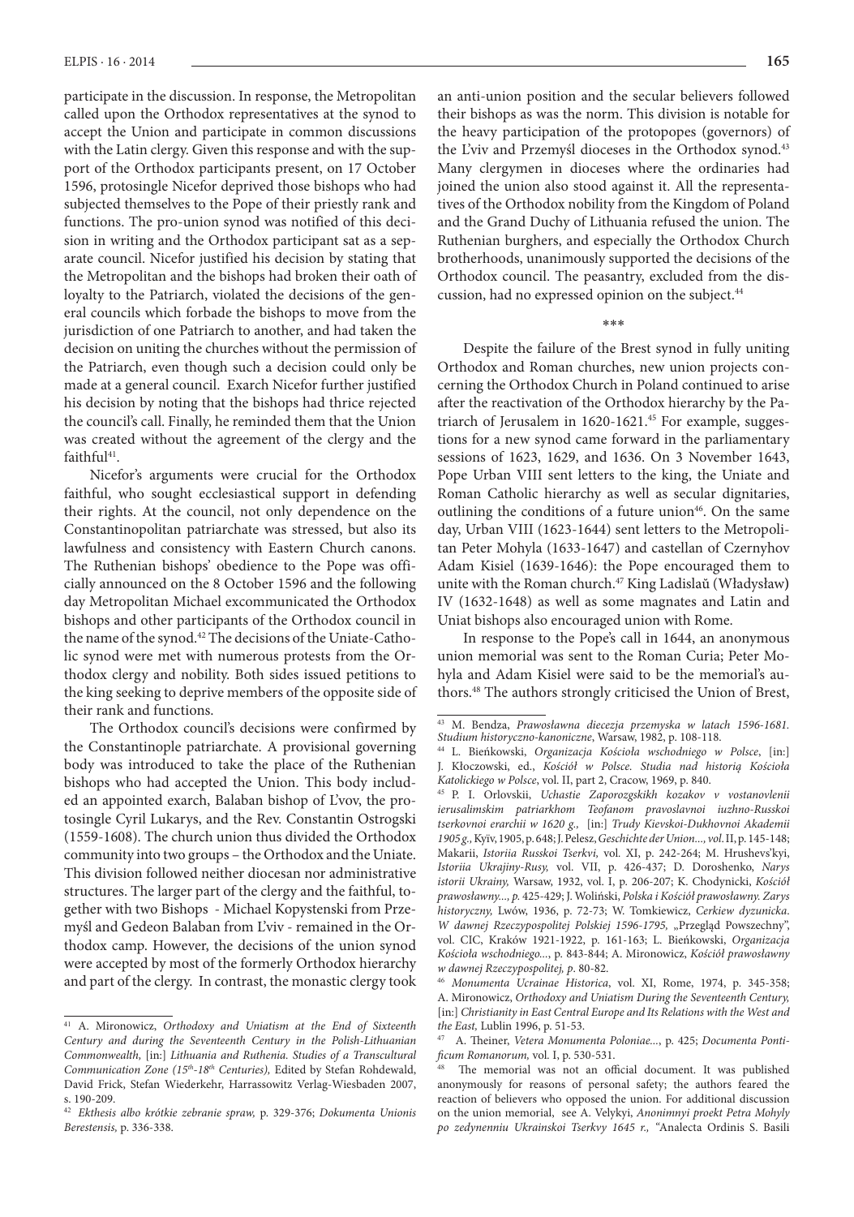participate in the discussion. In response, the Metropolitan called upon the Orthodox representatives at the synod to accept the Union and participate in common discussions with the Latin clergy. Given this response and with the support of the Orthodox participants present, on 17 October 1596, protosingle Nicefor deprived those bishops who had subjected themselves to the Pope of their priestly rank and functions. The pro-union synod was notified of this decision in writing and the Orthodox participant sat as a separate council. Nicefor justified his decision by stating that the Metropolitan and the bishops had broken their oath of loyalty to the Patriarch, violated the decisions of the general councils which forbade the bishops to move from the jurisdiction of one Patriarch to another, and had taken the decision on uniting the churches without the permission of the Patriarch, even though such a decision could only be made at a general council. Exarch Nicefor further justified his decision by noting that the bishops had thrice rejected the council's call. Finally, he reminded them that the Union was created without the agreement of the clergy and the faithful[41].

Nicefor's arguments were crucial for the Orthodox faithful, who sought ecclesiastical support in defending their rights. At the council, not only dependence on the Constantinopolitan patriarchate was stressed, but also its lawfulness and consistency with Eastern Church canons. The Ruthenian bishops' obedience to the Pope was officially announced on the 8 October 1596 and the following day Metropolitan Michael excommunicated the Orthodox bishops and other participants of the Orthodox council in the name of the synod.[42] The decisions of the Uniate-Catholic synod were met with numerous protests from the Orthodox clergy and nobility. Both sides issued petitions to the king seeking to deprive members of the opposite side of their rank and functions.

The Orthodox council's decisions were confirmed by the Constantinople patriarchate. A provisional governing body was introduced to take the place of the Ruthenian bishops who had accepted the Union. This body included an appointed exarch, Balaban bishop of L'vov, the protosingle Cyril Lukarys, and the Rev. Constantin Ostrogski (1559-1608). The church union thus divided the Orthodox community into two groups – the Orthodox and the Uniate. This division followed neither diocesan nor administrative structures. The larger part of the clergy and the faithful, together with two Bishops - Michael Kopystenski from Przemyśl and Gedeon Balaban from L'viv - remained in the Orthodox camp. However, the decisions of the union synod were accepted by most of the formerly Orthodox hierarchy and part of the clergy. In contrast, the monastic clergy took an anti-union position and the secular believers followed their bishops as was the norm. This division is notable for the heavy participation of the protopopes (governors) of the L'viv and Przemyśl dioceses in the Orthodox synod.[43] Many clergymen in dioceses where the ordinaries had joined the union also stood against it. All the representatives of the Orthodox nobility from the Kingdom of Poland and the Grand Duchy of Lithuania refused the union. The Ruthenian burghers, and especially the Orthodox Church brotherhoods, unanimously supported the decisions of the Orthodox council. The peasantry, excluded from the discussion, had no expressed opinion on the subject.[44]

\*\*\*

Despite the failure of the Brest synod in fully uniting Orthodox and Roman churches, new union projects concerning the Orthodox Church in Poland continued to arise after the reactivation of the Orthodox hierarchy by the Patriarch of Jerusalem in 1620-1621.[45] For example, suggestions for a new synod came forward in the parliamentary sessions of 1623, 1629, and 1636. On 3 November 1643, Pope Urban VIII sent letters to the king, the Uniate and Roman Catholic hierarchy as well as secular dignitaries, outlining the conditions of a future union[46]. On the same day, Urban VIII (1623-1644) sent letters to the Metropolitan Peter Mohyla (1633-1647) and castellan of Czernyhov Adam Kisiel (1639-1646): the Pope encouraged them to unite with the Roman church.[47] King Ladislaŭ (Władysław) IV (1632-1648) as well as some magnates and Latin and Uniat bishops also encouraged union with Rome.

In response to the Pope's call in 1644, an anonymous union memorial was sent to the Roman Curia; Peter Mohyla and Adam Kisiel were said to be the memorial's authors.[48] The authors strongly criticised the Union of Brest,

---

[41] A. Mironowicz, *Orthodoxy and Uniatism at the End of Sixteenth Century and during the Seventeenth Century in the Polish-Lithuanian Commonwealth,* [in:] *Lithuania and Ruthenia. Studies of a Transcultural Communication Zone (15th-18th Centuries),* Edited by Stefan Rohdewald, David Frick, Stefan Wiederkehr, Harrassowitz Verlag-Wiesbaden 2007, s. 190-209.

[42] *Ekthesis albo krótkie zebranie spraw,* p. 329-376; *Dokumenta Unionis Berestensis,* p. 336-338.

[43] M. Bendza, *Prawosławna diecezja przemyska w latach 1596-1681. Studium historyczno-kanoniczne*, Warsaw, 1982, p. 108-118.

[44] L. Bieńkowski, *Organizacja Kościoła wschodniego w Polsce*, [in:] J. Kłoczowski, ed., *Kościół w Polsce. Studia nad historią Kościoła Katolickiego w Polsce*, vol. II, part 2, Cracow, 1969, p. 840.

[45] P. I. Orlovskii, *Uchastie Zaporozgskikh kozakov v vostanovlenii ierusalimskim patriarkhom Teofanom pravoslavnoi iuzhno-Russkoi tserkovnoi erarchii w 1620 g.,* [in:] *Trudy Kievskoi-Dukhovnoi Akademii 1905 g.,* Kyïv, 1905, p. 648; J. Pelesz, *Geschichte der Union..., vol.* II, p. 145-148; Makarii, *Istoriia Russkoi Tserkvi,* vol. XI, p. 242-264; M. Hrushevs'kyi, *Istoriia Ukrajiny-Rusy,* vol. VII, p. 426-437; D. Doroshenko, *Narys istorii Ukrainy,* Warsaw, 1932, vol. I, p. 206-207; K. Chodynicki, *Kościół prawosławny..., p.* 425-429; J. Woliński, *Polska i Kościół prawosławny. Zarys historyczny,* Lwów, 1936, p. 72-73; W. Tomkiewicz, *Cerkiew dyzunicka. W dawnej Rzeczypospolitej Polskiej 1596-1795,* „Przegląd Powszechny", vol. CIC, Kraków 1921-1922, p. 161-163; L. Bieńkowski, *Organizacja Kościoła wschodniego...*, p. 843-844; A. Mironowicz, *Kościół prawosławny w dawnej Rzeczypospolitej, p.* 80-82.

[46] *Monumenta Ucrainae Historica*, vol. XI, Rome, 1974, p. 345-358; A. Mironowicz, *Orthodoxy and Uniatism During the Seventeenth Century,* [in:] *Christianity in East Central Europe and Its Relations with the West and the East,* Lublin 1996, p. 51-53.

[47] A. Theiner, *Vetera Monumenta Poloniae...*, p. 425; *Documenta Pontificum Romanorum,* vol. I, p. 530-531.

[48] The memorial was not an official document. It was published anonymously for reasons of personal safety; the authors feared the reaction of believers who opposed the union. For additional discussion on the union memorial, see A. Velykyi, *Anonimnyi proekt Petra Mohyly po zedynenniu Ukrainskoi Tserkvy 1645 r.,* "Analecta Ordinis S. Basili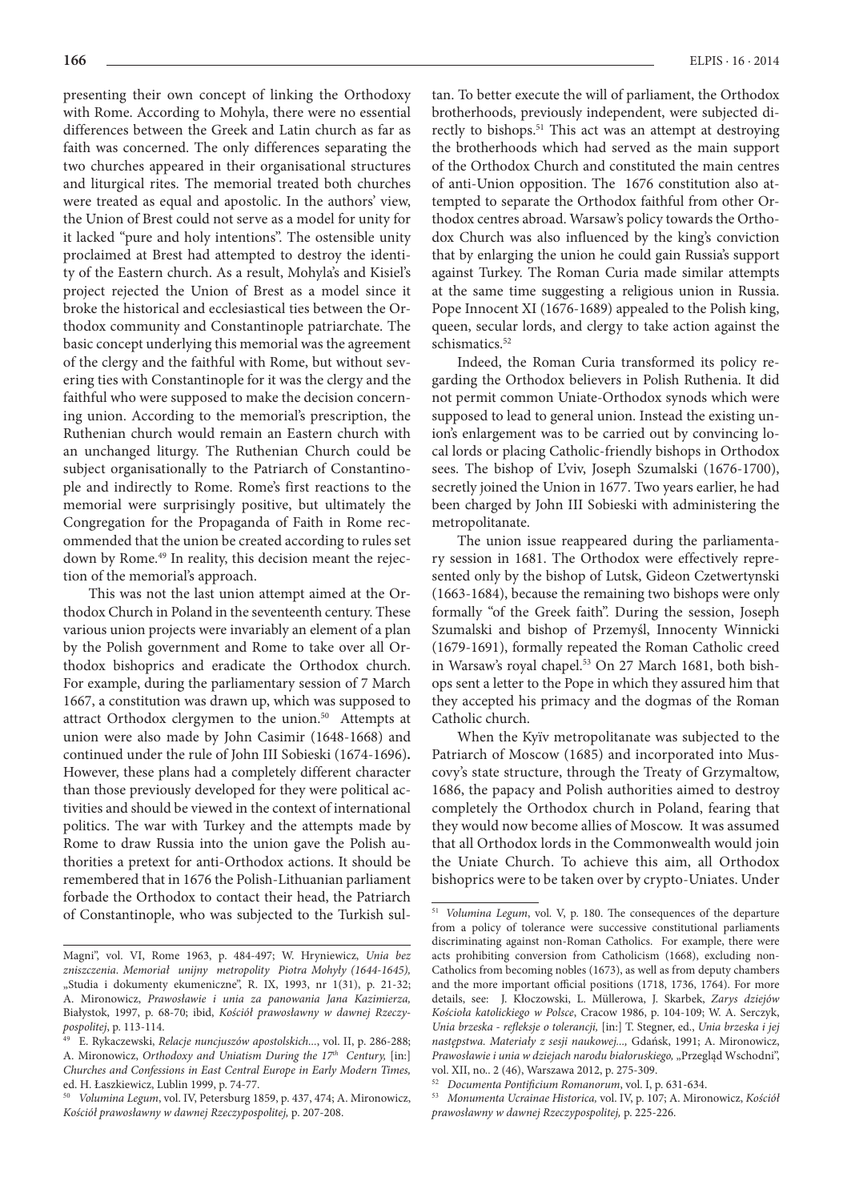presenting their own concept of linking the Orthodoxy with Rome. According to Mohyla, there were no essential differences between the Greek and Latin church as far as faith was concerned. The only differences separating the two churches appeared in their organisational structures and liturgical rites. The memorial treated both churches were treated as equal and apostolic. In the authors' view, the Union of Brest could not serve as a model for unity for it lacked "pure and holy intentions". The ostensible unity proclaimed at Brest had attempted to destroy the identity of the Eastern church. As a result, Mohyla's and Kisiel's project rejected the Union of Brest as a model since it broke the historical and ecclesiastical ties between the Orthodox community and Constantinople patriarchate. The basic concept underlying this memorial was the agreement of the clergy and the faithful with Rome, but without severing ties with Constantinople for it was the clergy and the faithful who were supposed to make the decision concerning union. According to the memorial's prescription, the Ruthenian church would remain an Eastern church with an unchanged liturgy. The Ruthenian Church could be subject organisationally to the Patriarch of Constantinople and indirectly to Rome. Rome's first reactions to the memorial were surprisingly positive, but ultimately the Congregation for the Propaganda of Faith in Rome recommended that the union be created according to rules set down by Rome.[49] In reality, this decision meant the rejection of the memorial's approach.

This was not the last union attempt aimed at the Orthodox Church in Poland in the seventeenth century. These various union projects were invariably an element of a plan by the Polish government and Rome to take over all Orthodox bishoprics and eradicate the Orthodox church. For example, during the parliamentary session of 7 March 1667, a constitution was drawn up, which was supposed to attract Orthodox clergymen to the union.[50] Attempts at union were also made by John Casimir (1648-1668) and continued under the rule of John III Sobieski (1674-1696)**.** However, these plans had a completely different character than those previously developed for they were political activities and should be viewed in the context of international politics. The war with Turkey and the attempts made by Rome to draw Russia into the union gave the Polish authorities a pretext for anti-Orthodox actions. It should be remembered that in 1676 the Polish-Lithuanian parliament forbade the Orthodox to contact their head, the Patriarch of Constantinople, who was subjected to the Turkish sultan. To better execute the will of parliament, the Orthodox brotherhoods, previously independent, were subjected directly to bishops.[51] This act was an attempt at destroying the brotherhoods which had served as the main support of the Orthodox Church and constituted the main centres of anti-Union opposition. The 1676 constitution also attempted to separate the Orthodox faithful from other Orthodox centres abroad. Warsaw's policy towards the Orthodox Church was also influenced by the king's conviction that by enlarging the union he could gain Russia's support against Turkey. The Roman Curia made similar attempts at the same time suggesting a religious union in Russia. Pope Innocent XI (1676-1689) appealed to the Polish king, queen, secular lords, and clergy to take action against the schismatics.[52]

Indeed, the Roman Curia transformed its policy regarding the Orthodox believers in Polish Ruthenia. It did not permit common Uniate-Orthodox synods which were supposed to lead to general union. Instead the existing union's enlargement was to be carried out by convincing local lords or placing Catholic-friendly bishops in Orthodox sees. The bishop of L'viv, Joseph Szumalski (1676-1700), secretly joined the Union in 1677. Two years earlier, he had been charged by John III Sobieski with administering the metropolitanate.

The union issue reappeared during the parliamentary session in 1681. The Orthodox were effectively represented only by the bishop of Lutsk, Gideon Czetwertynski (1663-1684), because the remaining two bishops were only formally "of the Greek faith". During the session, Joseph Szumalski and bishop of Przemyśl, Innocenty Winnicki (1679-1691), formally repeated the Roman Catholic creed in Warsaw's royal chapel.[53] On 27 March 1681, both bishops sent a letter to the Pope in which they assured him that they accepted his primacy and the dogmas of the Roman Catholic church.

When the Kyïv metropolitanate was subjected to the Patriarch of Moscow (1685) and incorporated into Muscovy's state structure, through the Treaty of Grzymaltow, 1686, the papacy and Polish authorities aimed to destroy completely the Orthodox church in Poland, fearing that they would now become allies of Moscow. It was assumed that all Orthodox lords in the Commonwealth would join the Uniate Church. To achieve this aim, all Orthodox bishoprics were to be taken over by crypto-Uniates. Under

---

Magni", vol. VI, Rome 1963, p. 484-497; W. Hryniewicz, *Unia bez zniszczenia. Memoriał unijny metropolity Piotra Mohyły (1644-1645),* „Studia i dokumenty ekumeniczne", R. IX, 1993, nr 1(31), p. 21-32; A. Mironowicz, *Prawosławie i unia za panowania Jana Kazimierza,* Białystok, 1997, p. 68-70; ibid, *Kościół prawosławny w dawnej Rzeczypospolitej*, p. 113-114.

[49] E. Rykaczewski, *Relacje nuncjuszów apostolskich...*, vol. II, p. 286-288; A. Mironowicz, *Orthodoxy and Uniatism During the 17th Century,* [in:] *Churches and Confessions in East Central Europe in Early Modern Times,* ed. H. Łaszkiewicz, Lublin 1999, p. 74-77.

[50] *Volumina Legum*, vol. IV, Petersburg 1859, p. 437, 474; A. Mironowicz, *Kościół prawosławny w dawnej Rzeczypospolitej,* p. 207-208.

[51] *Volumina Legum*, vol. V, p. 180. The consequences of the departure from a policy of tolerance were successive constitutional parliaments discriminating against non-Roman Catholics. For example, there were acts prohibiting conversion from Catholicism (1668), excluding non-Catholics from becoming nobles (1673), as well as from deputy chambers and the more important official positions (1718, 1736, 1764). For more details, see: J. Kłoczowski, L. Müllerowa, J. Skarbek, *Zarys dziejów Kościoła katolickiego w Polsce*, Cracow 1986, p. 104-109; W. A. Serczyk, *Unia brzeska - refleksje o tolerancji,* [in:] T. Stegner, ed., *Unia brzeska i jej następstwa. Materiały z sesji naukowej...,* Gdańsk, 1991; A. Mironowicz, *Prawosławie i unia w dziejach narodu białoruskiego,* „Przegląd Wschodni", vol. XII, no.. 2 (46), Warszawa 2012, p. 275-309.

[52] *Documenta Pontificium Romanorum*, vol. I, p. 631-634.

[53] *Monumenta Ucrainae Historica,* vol. IV, p. 107; A. Mironowicz, *Kościół prawosławny w dawnej Rzeczypospolitej,* p. 225-226.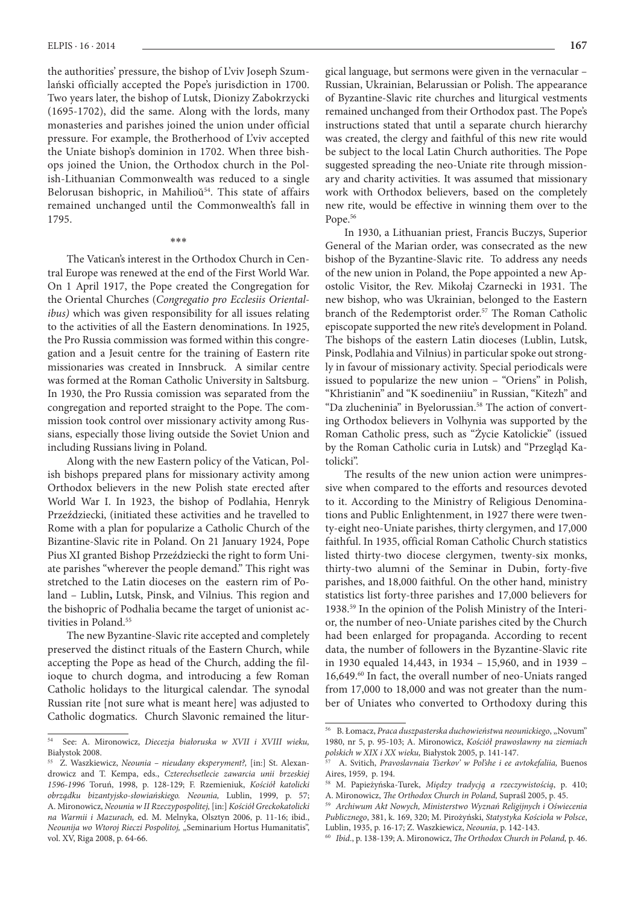the authorities' pressure, the bishop of L'viv Joseph Szumlański officially accepted the Pope's jurisdiction in 1700. Two years later, the bishop of Lutsk, Dionizy Zabokrzycki (1695-1702), did the same. Along with the lords, many monasteries and parishes joined the union under official pressure. For example, the Brotherhood of L'viv accepted the Uniate bishop's dominion in 1702. When three bishops joined the Union, the Orthodox church in the Polish-Lithuanian Commonwealth was reduced to a single Belorusan bishopric, in Mahilioŭ[54]. This state of affairs remained unchanged until the Commonwealth's fall in 1795.

\*\*\*

The Vatican's interest in the Orthodox Church in Central Europe was renewed at the end of the First World War. On 1 April 1917, the Pope created the Congregation for the Oriental Churches (*Congregatio pro Ecclesiis Orientalibus)* which was given responsibility for all issues relating to the activities of all the Eastern denominations. In 1925, the Pro Russia commission was formed within this congregation and a Jesuit centre for the training of Eastern rite missionaries was created in Innsbruck. A similar centre was formed at the Roman Catholic University in Saltsburg. In 1930, the Pro Russia comission was separated from the congregation and reported straight to the Pope. The commission took control over missionary activity among Russians, especially those living outside the Soviet Union and including Russians living in Poland.

Along with the new Eastern policy of the Vatican, Polish bishops prepared plans for missionary activity among Orthodox believers in the new Polish state erected after World War I. In 1923, the bishop of Podlahia, Henryk Przeździecki, (initiated these activities and he travelled to Rome with a plan for popularize a Catholic Church of the Bizantine-Slavic rite in Poland. On 21 January 1924, Pope Pius XI granted Bishop Przeździecki the right to form Uniate parishes "wherever the people demand." This right was stretched to the Latin dioceses on the eastern rim of Poland – Lublin**,** Lutsk, Pinsk, and Vilnius. This region and the bishopric of Podhalia became the target of unionist activities in Poland.[55]

The new Byzantine-Slavic rite accepted and completely preserved the distinct rituals of the Eastern Church, while accepting the Pope as head of the Church, adding the filioque to church dogma, and introducing a few Roman Catholic holidays to the liturgical calendar. The synodal Russian rite [not sure what is meant here] was adjusted to Catholic dogmatics. Church Slavonic remained the liturgical language, but sermons were given in the vernacular – Russian, Ukrainian, Belarussian or Polish. The appearance of Byzantine-Slavic rite churches and liturgical vestments remained unchanged from their Orthodox past. The Pope's instructions stated that until a separate church hierarchy was created, the clergy and faithful of this new rite would be subject to the local Latin Church authorities. The Pope suggested spreading the neo-Uniate rite through missionary and charity activities. It was assumed that missionary work with Orthodox believers, based on the completely new rite, would be effective in winning them over to the Pope.[56]

In 1930, a Lithuanian priest, Francis Buczys, Superior General of the Marian order, was consecrated as the new bishop of the Byzantine-Slavic rite. To address any needs of the new union in Poland, the Pope appointed a new Apostolic Visitor, the Rev. Mikołaj Czarnecki in 1931. The new bishop, who was Ukrainian, belonged to the Eastern branch of the Redemptorist order.[57] The Roman Catholic episcopate supported the new rite's development in Poland. The bishops of the eastern Latin dioceses (Lublin, Lutsk, Pinsk, Podlahia and Vilnius) in particular spoke out strongly in favour of missionary activity. Special periodicals were issued to popularize the new union – "Oriens" in Polish, "Khristianin" and "K soedineniiu" in Russian, "Kitezh" and "Da zlucheninia" in Byelorussian.[58] The action of converting Orthodox believers in Volhynia was supported by the Roman Catholic press, such as "Życie Katolickie" (issued by the Roman Catholic curia in Lutsk) and "Przegląd Katolicki".

The results of the new union action were unimpressive when compared to the efforts and resources devoted to it. According to the Ministry of Religious Denominations and Public Enlightenment, in 1927 there were twenty-eight neo-Uniate parishes, thirty clergymen, and 17,000 faithful. In 1935, official Roman Catholic Church statistics listed thirty-two diocese clergymen, twenty-six monks, thirty-two alumni of the Seminar in Dubin, forty-five parishes, and 18,000 faithful. On the other hand, ministry statistics list forty-three parishes and 17,000 believers for 1938.[59] In the opinion of the Polish Ministry of the Interior, the number of neo-Uniate parishes cited by the Church had been enlarged for propaganda. According to recent data, the number of followers in the Byzantine-Slavic rite in 1930 equaled 14,443, in 1934 – 15,960, and in 1939 – 16,649.[60] In fact, the overall number of neo-Uniats ranged from 17,000 to 18,000 and was not greater than the number of Uniates who converted to Orthodoxy during this

---

[54] See: A. Mironowicz, *Diecezja białoruska w XVII i XVIII wieku,* Białystok 2008.

[55] Z. Waszkiewicz, *Neounia – nieudany eksperyment?,* [in:] St. Alexandrowicz and T. Kempa, eds., *Czterechsetlecie zawarcia unii brzeskiej 1596-1996* Toruń, 1998, p. 128-129; F. Rzemieniuk, *Kościół katolicki obrządku bizantyjsko-słowiańskiego. Neounia,* Lublin, 1999, p. 57; A. Mironowicz, *Neounia w II Rzeczypospolitej,* [in:] *Kościół Greckokatolicki na Warmii i Mazurach,* ed. M. Melnyka, Olsztyn 2006, p. 11-16; ibid., *Neounija wo Wtoroj Rieczi Pospolitoj,* „Seminarium Hortus Humanitatis", vol. XV, Riga 2008, p. 64-66.

[56] B. Łomacz, *Praca duszpasterska duchowieństwa neounickiego*, „Novum" 1980, nr 5, p. 95-103; A. Mironowicz, *Kościół prawosławny na ziemiach polskich w XIX i XX wieku,* Białystok 2005, p. 141-147.

[57] A. Svitich, *Pravoslavnaia Tserkov' w Pol'she i ee avtokefaliia,* Buenos Aires, 1959, p. 194.

[58] M. Papieżyńska-Turek, *Między tradycją a rzeczywistością*, p. 410; A. Mironowicz, *The Orthodox Church in Poland,* Supraśl 2005, p. 45.

[59] *Archiwum Akt Nowych, Ministerstwo Wyznań Religijnych i Oświecenia Publicznego*, 381, k. 169, 320; M. Pirożyński, *Statystyka Kościoła w Polsce*, Lublin, 1935, p. 16-17; Z. Waszkiewicz, *Neounia*, p. 142-143.

[60] *Ibid*., p. 138-139; A. Mironowicz, *The Orthodox Church in Poland,* p. 46.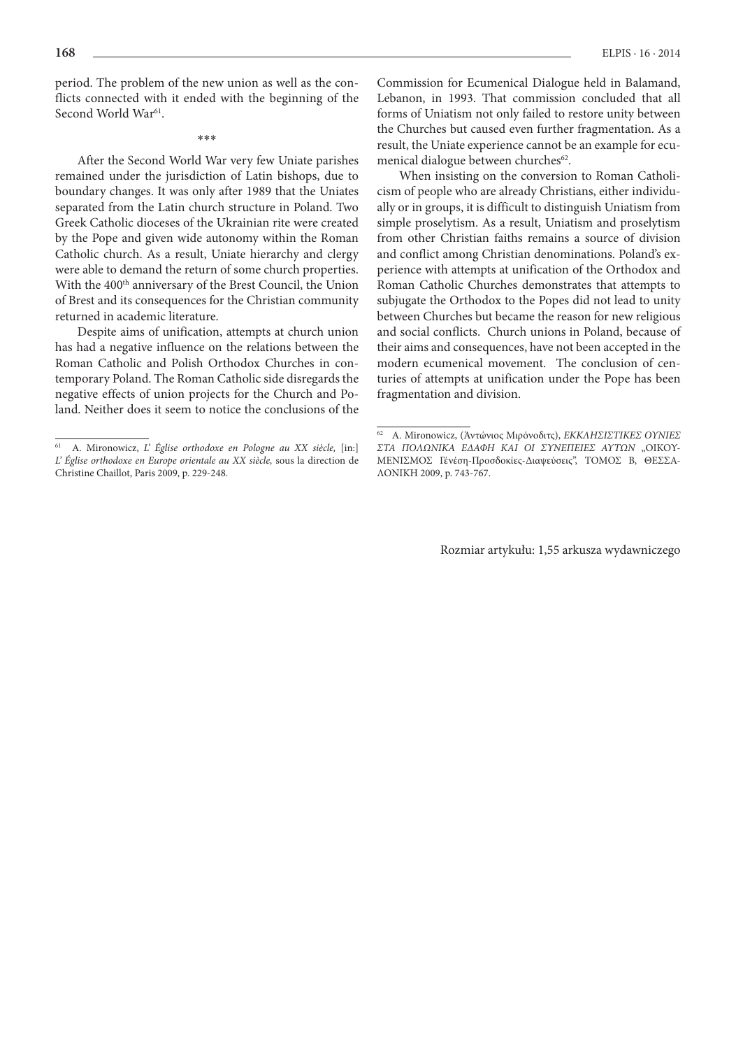period. The problem of the new union as well as the conflicts connected with it ended with the beginning of the Second World War[61].

***

After the Second World War very few Uniate parishes remained under the jurisdiction of Latin bishops, due to boundary changes. It was only after 1989 that the Uniates separated from the Latin church structure in Poland. Two Greek Catholic dioceses of the Ukrainian rite were created by the Pope and given wide autonomy within the Roman Catholic church. As a result, Uniate hierarchy and clergy were able to demand the return of some church properties. With the 400th anniversary of the Brest Council, the Union of Brest and its consequences for the Christian community returned in academic literature.

Despite aims of unification, attempts at church union has had a negative influence on the relations between the Roman Catholic and Polish Orthodox Churches in contemporary Poland. The Roman Catholic side disregards the negative effects of union projects for the Church and Poland. Neither does it seem to notice the conclusions of the Commission for Ecumenical Dialogue held in Balamand, Lebanon, in 1993. That commission concluded that all forms of Uniatism not only failed to restore unity between the Churches but caused even further fragmentation. As a result, the Uniate experience cannot be an example for ecumenical dialogue between churches[62].

When insisting on the conversion to Roman Catholicism of people who are already Christians, either individually or in groups, it is difficult to distinguish Uniatism from simple proselytism. As a result, Uniatism and proselytism from other Christian faiths remains a source of division and conflict among Christian denominations. Poland's experience with attempts at unification of the Orthodox and Roman Catholic Churches demonstrates that attempts to subjugate the Orthodox to the Popes did not lead to unity between Churches but became the reason for new religious and social conflicts. Church unions in Poland, because of their aims and consequences, have not been accepted in the modern ecumenical movement. The conclusion of centuries of attempts at unification under the Pope has been fragmentation and division.

---

[61] A. Mironowicz, *L' Église orthodoxe en Pologne au XX siècle,* [in:] *L' Église orthodoxe en Europe orientale au XX siècle,* sous la direction de Christine Chaillot, Paris 2009, p. 229-248.

[62] A. Mironowicz, (Ἀντώνιος Μιρόνοδιτς), *ΕΚΚΛΗΣΙΣΤΙΚΕΣ ΟΥΝΙΕΣ ΣΤΑ ΠΟΛΩΝΙΚΑ ΕΔΑΦΗ ΚΑΙ ΟΙ ΣΥΝΕΠΕΙΕΣ ΑΥΤΩΝ* „ΟΙΚΟΥΜΕΝΙΣΜΟΣ Γένέση-Προσδοκίες-Διαψεύσεις", ΤΟΜΟΣ Β, ΘΕΣΣΑΛΟΝΙΚΗ 2009, p. 743-767.

Rozmiar artykułu: 1,55 arkusza wydawniczego